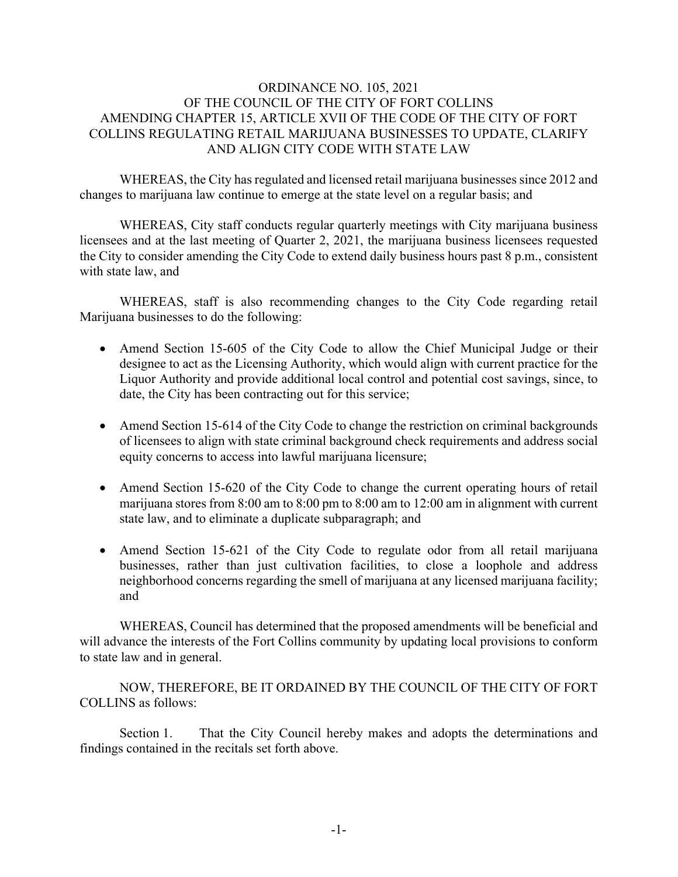# ORDINANCE NO. 105, 2021
## OF THE COUNCIL OF THE CITY OF FORT COLLINS
## AMENDING CHAPTER 15, ARTICLE XVII OF THE CODE OF THE CITY OF FORT COLLINS REGULATING RETAIL MARIJUANA BUSINESSES TO UPDATE, CLARIFY AND ALIGN CITY CODE WITH STATE LAW

WHEREAS, the City has regulated and licensed retail marijuana businesses since 2012 and changes to marijuana law continue to emerge at the state level on a regular basis; and

WHEREAS, City staff conducts regular quarterly meetings with City marijuana business licensees and at the last meeting of Quarter 2, 2021, the marijuana business licensees requested the City to consider amending the City Code to extend daily business hours past 8 p.m., consistent with state law, and

WHEREAS, staff is also recommending changes to the City Code regarding retail Marijuana businesses to do the following:

- Amend Section 15-605 of the City Code to allow the Chief Municipal Judge or their designee to act as the Licensing Authority, which would align with current practice for the Liquor Authority and provide additional local control and potential cost savings, since, to date, the City has been contracting out for this service;
- Amend Section 15-614 of the City Code to change the restriction on criminal backgrounds of licensees to align with state criminal background check requirements and address social equity concerns to access into lawful marijuana licensure;
- Amend Section 15-620 of the City Code to change the current operating hours of retail marijuana stores from 8:00 am to 8:00 pm to 8:00 am to 12:00 am in alignment with current state law, and to eliminate a duplicate subparagraph; and
- Amend Section 15-621 of the City Code to regulate odor from all retail marijuana businesses, rather than just cultivation facilities, to close a loophole and address neighborhood concerns regarding the smell of marijuana at any licensed marijuana facility; and

WHEREAS, Council has determined that the proposed amendments will be beneficial and will advance the interests of the Fort Collins community by updating local provisions to conform to state law and in general.

NOW, THEREFORE, BE IT ORDAINED BY THE COUNCIL OF THE CITY OF FORT COLLINS as follows:

Section 1. That the City Council hereby makes and adopts the determinations and findings contained in the recitals set forth above.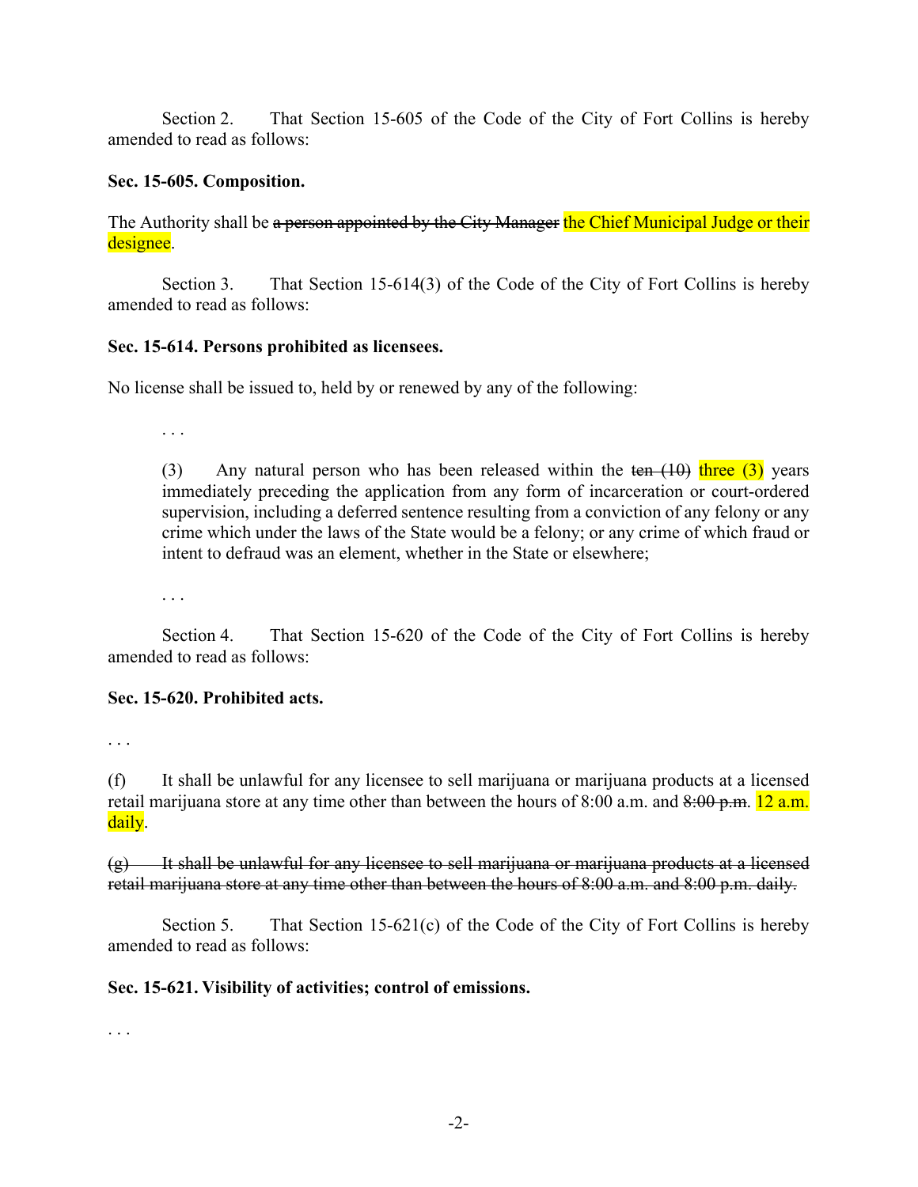Section 2. That Section 15-605 of the Code of the City of Fort Collins is hereby amended to read as follows:

**Sec. 15-605. Composition.**

The Authority shall be ~~a person appointed by the City Manager~~ the Chief Municipal Judge or their designee.

Section 3. That Section 15-614(3) of the Code of the City of Fort Collins is hereby amended to read as follows:

**Sec. 15-614. Persons prohibited as licensees.**

No license shall be issued to, held by or renewed by any of the following:

. . .

(3) Any natural person who has been released within the ~~ten (10)~~ three (3) years immediately preceding the application from any form of incarceration or court-ordered supervision, including a deferred sentence resulting from a conviction of any felony or any crime which under the laws of the State would be a felony; or any crime of which fraud or intent to defraud was an element, whether in the State or elsewhere;

. . .

Section 4. That Section 15-620 of the Code of the City of Fort Collins is hereby amended to read as follows:

**Sec. 15-620. Prohibited acts.**

. . .

(f) It shall be unlawful for any licensee to sell marijuana or marijuana products at a licensed retail marijuana store at any time other than between the hours of 8:00 a.m. and ~~8:00 p.m.~~ 12 a.m. daily.

~~(g) It shall be unlawful for any licensee to sell marijuana or marijuana products at a licensed retail marijuana store at any time other than between the hours of 8:00 a.m. and 8:00 p.m. daily.~~

Section 5. That Section 15-621(c) of the Code of the City of Fort Collins is hereby amended to read as follows:

**Sec. 15-621. Visibility of activities; control of emissions.**

. . .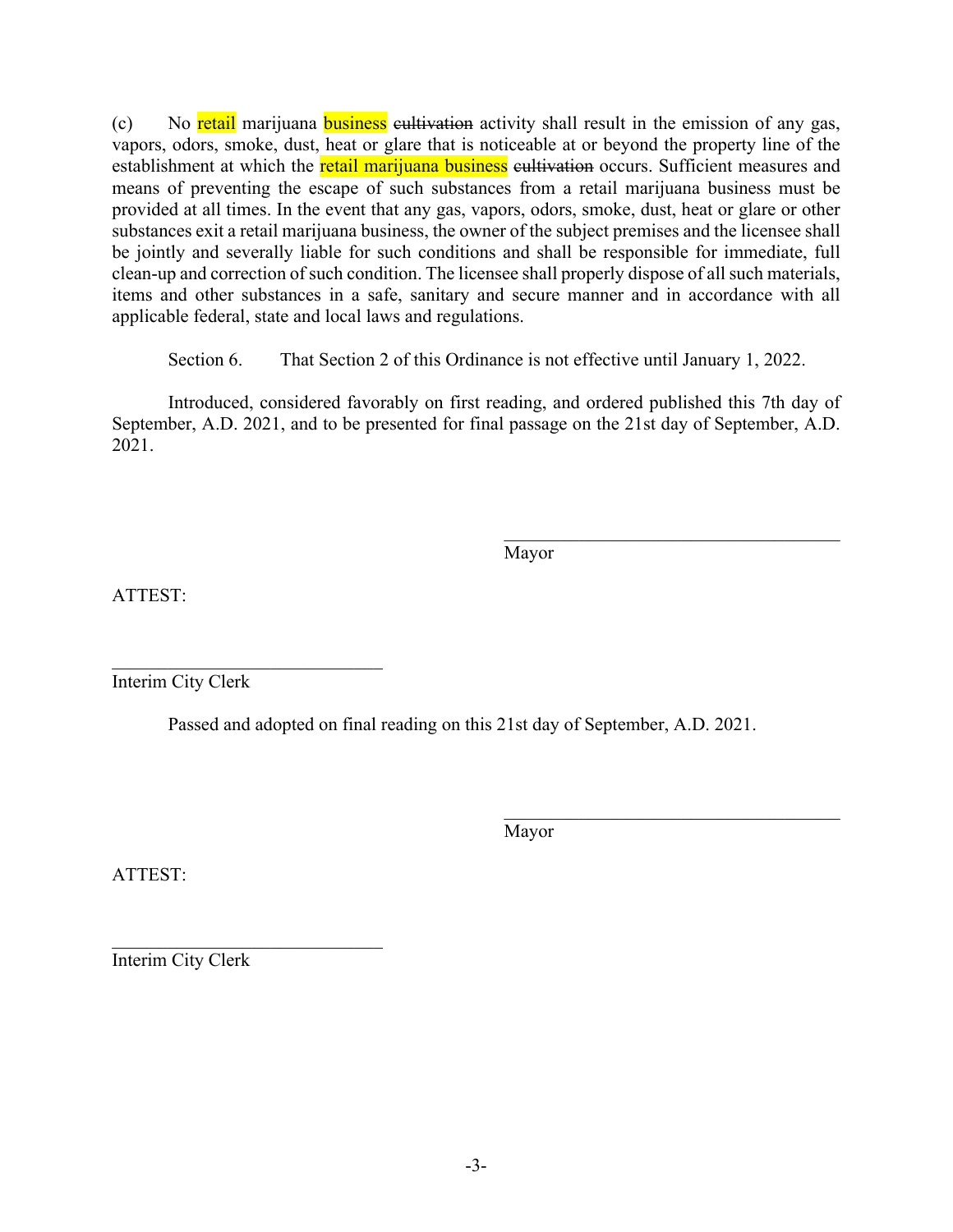(c) No retail marijuana business ~~cultivation~~ activity shall result in the emission of any gas, vapors, odors, smoke, dust, heat or glare that is noticeable at or beyond the property line of the establishment at which the retail marijuana business ~~cultivation~~ occurs. Sufficient measures and means of preventing the escape of such substances from a retail marijuana business must be provided at all times. In the event that any gas, vapors, odors, smoke, dust, heat or glare or other substances exit a retail marijuana business, the owner of the subject premises and the licensee shall be jointly and severally liable for such conditions and shall be responsible for immediate, full clean-up and correction of such condition. The licensee shall properly dispose of all such materials, items and other substances in a safe, sanitary and secure manner and in accordance with all applicable federal, state and local laws and regulations.

Section 6. That Section 2 of this Ordinance is not effective until January 1, 2022.

Introduced, considered favorably on first reading, and ordered published this 7th day of September, A.D. 2021, and to be presented for final passage on the 21st day of September, A.D. 2021.

\_\_\_\_\_\_\_\_\_\_\_\_\_\_\_\_\_\_\_\_\_\_\_\_\_\_\_\_\_\_\_\_\_\_\_
Mayor

ATTEST:

\_\_\_\_\_\_\_\_\_\_\_\_\_\_\_\_\_\_\_\_\_\_\_\_\_\_\_\_\_\_
Interim City Clerk

Passed and adopted on final reading on this 21st day of September, A.D. 2021.

\_\_\_\_\_\_\_\_\_\_\_\_\_\_\_\_\_\_\_\_\_\_\_\_\_\_\_\_\_\_\_\_\_\_\_
Mayor

ATTEST:

\_\_\_\_\_\_\_\_\_\_\_\_\_\_\_\_\_\_\_\_\_\_\_\_\_\_\_\_\_\_
Interim City Clerk